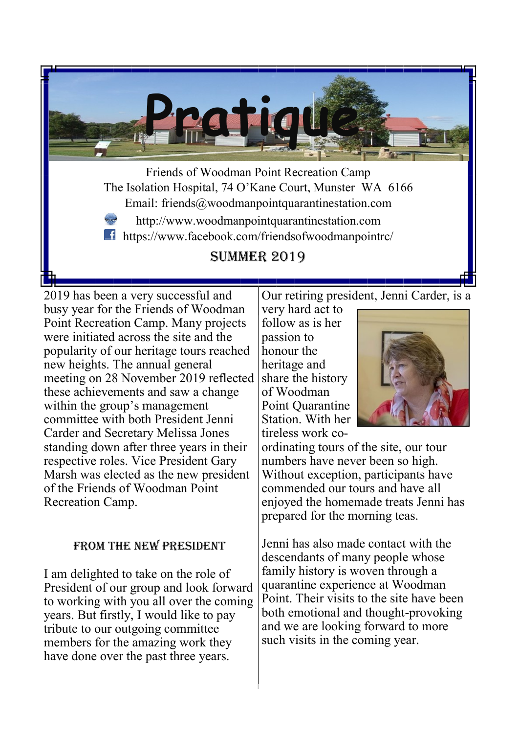# Pratique

Friends of Woodman Point Recreation Camp
The Isolation Hospital, 74 O'Kane Court, Munster WA 6166
Email: friends@woodmanpointquarantinestation.com
http://www.woodmanpointquarantinestation.com
https://www.facebook.com/friendsofwoodmanpointrc/

## SUMMER 2019

2019 has been a very successful and busy year for the Friends of Woodman Point Recreation Camp. Many projects were initiated across the site and the popularity of our heritage tours reached new heights. The annual general meeting on 28 November 2019 reflected these achievements and saw a change within the group's management committee with both President Jenni Carder and Secretary Melissa Jones standing down after three years in their respective roles. Vice President Gary Marsh was elected as the new president of the Friends of Woodman Point Recreation Camp.

### FROM THE NEW PRESIDENT

I am delighted to take on the role of President of our group and look forward to working with you all over the coming years. But firstly, I would like to pay tribute to our outgoing committee members for the amazing work they have done over the past three years.

Our retiring president, Jenni Carder, is a very hard act to follow as is her passion to honour the heritage and share the history of Woodman Point Quarantine Station. With her tireless work co-ordinating tours of the site, our tour numbers have never been so high. Without exception, participants have commended our tours and have all enjoyed the homemade treats Jenni has prepared for the morning teas.

Jenni has also made contact with the descendants of many people whose family history is woven through a quarantine experience at Woodman Point. Their visits to the site have been both emotional and thought-provoking and we are looking forward to more such visits in the coming year.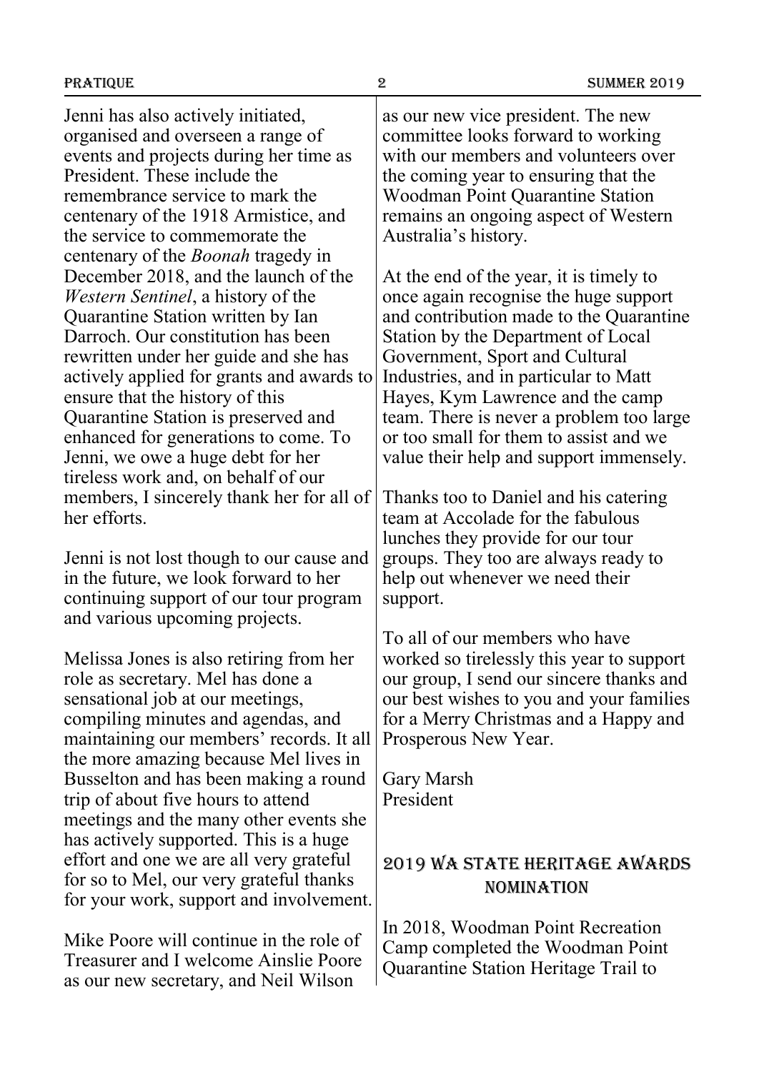Jenni has also actively initiated, organised and overseen a range of events and projects during her time as President. These include the remembrance service to mark the centenary of the 1918 Armistice, and the service to commemorate the centenary of the *Boonah* tragedy in December 2018, and the launch of the *Western Sentinel*, a history of the Quarantine Station written by Ian Darroch. Our constitution has been rewritten under her guide and she has actively applied for grants and awards to ensure that the history of this Quarantine Station is preserved and enhanced for generations to come. To Jenni, we owe a huge debt for her tireless work and, on behalf of our members, I sincerely thank her for all of her efforts.

Jenni is not lost though to our cause and in the future, we look forward to her continuing support of our tour program and various upcoming projects.

Melissa Jones is also retiring from her role as secretary. Mel has done a sensational job at our meetings, compiling minutes and agendas, and maintaining our members' records. It all the more amazing because Mel lives in Busselton and has been making a round trip of about five hours to attend meetings and the many other events she has actively supported. This is a huge effort and one we are all very grateful for so to Mel, our very grateful thanks for your work, support and involvement.

Mike Poore will continue in the role of Treasurer and I welcome Ainslie Poore as our new secretary, and Neil Wilson as our new vice president. The new committee looks forward to working with our members and volunteers over the coming year to ensuring that the Woodman Point Quarantine Station remains an ongoing aspect of Western Australia's history.

At the end of the year, it is timely to once again recognise the huge support and contribution made to the Quarantine Station by the Department of Local Government, Sport and Cultural Industries, and in particular to Matt Hayes, Kym Lawrence and the camp team. There is never a problem too large or too small for them to assist and we value their help and support immensely.

Thanks too to Daniel and his catering team at Accolade for the fabulous lunches they provide for our tour groups. They too are always ready to help out whenever we need their support.

To all of our members who have worked so tirelessly this year to support our group, I send our sincere thanks and our best wishes to you and your families for a Merry Christmas and a Happy and Prosperous New Year.

Gary Marsh
President

## 2019 WA State Heritage Awards Nomination

In 2018, Woodman Point Recreation Camp completed the Woodman Point Quarantine Station Heritage Trail to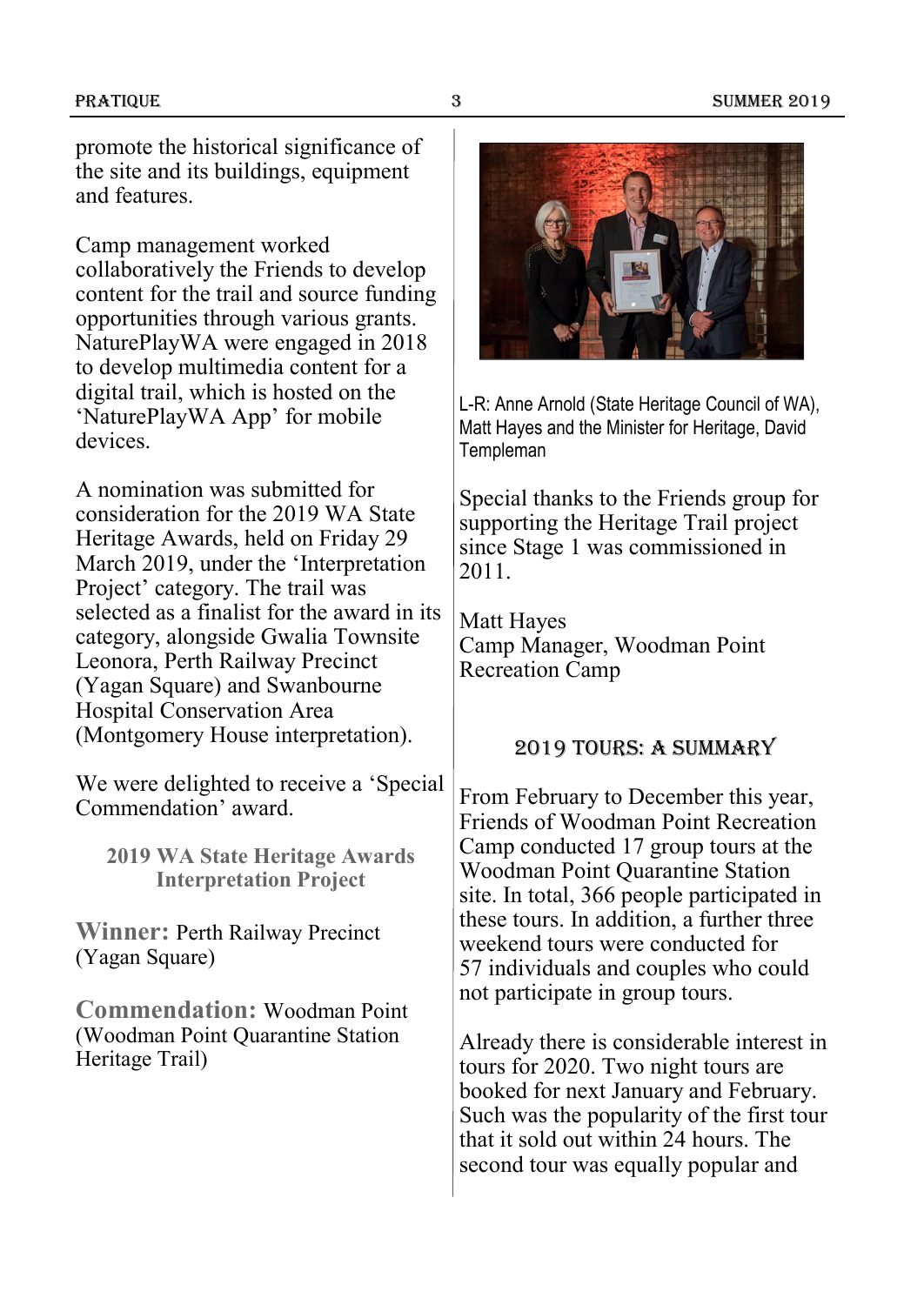promote the historical significance of the site and its buildings, equipment and features.

Camp management worked collaboratively the Friends to develop content for the trail and source funding opportunities through various grants. NaturePlayWA were engaged in 2018 to develop multimedia content for a digital trail, which is hosted on the 'NaturePlayWA App' for mobile devices.

A nomination was submitted for consideration for the 2019 WA State Heritage Awards, held on Friday 29 March 2019, under the 'Interpretation Project' category. The trail was selected as a finalist for the award in its category, alongside Gwalia Townsite Leonora, Perth Railway Precinct (Yagan Square) and Swanbourne Hospital Conservation Area (Montgomery House interpretation).

We were delighted to receive a 'Special Commendation' award.

**2019 WA State Heritage Awards Interpretation Project**

**Winner:** Perth Railway Precinct (Yagan Square)

**Commendation:** Woodman Point (Woodman Point Quarantine Station Heritage Trail)

L-R: Anne Arnold (State Heritage Council of WA), Matt Hayes and the Minister for Heritage, David Templeman

Special thanks to the Friends group for supporting the Heritage Trail project since Stage 1 was commissioned in 2011.

Matt Hayes
Camp Manager, Woodman Point Recreation Camp

## 2019 TOURS: A SUMMARY

From February to December this year, Friends of Woodman Point Recreation Camp conducted 17 group tours at the Woodman Point Quarantine Station site. In total, 366 people participated in these tours. In addition, a further three weekend tours were conducted for 57 individuals and couples who could not participate in group tours.

Already there is considerable interest in tours for 2020. Two night tours are booked for next January and February. Such was the popularity of the first tour that it sold out within 24 hours. The second tour was equally popular and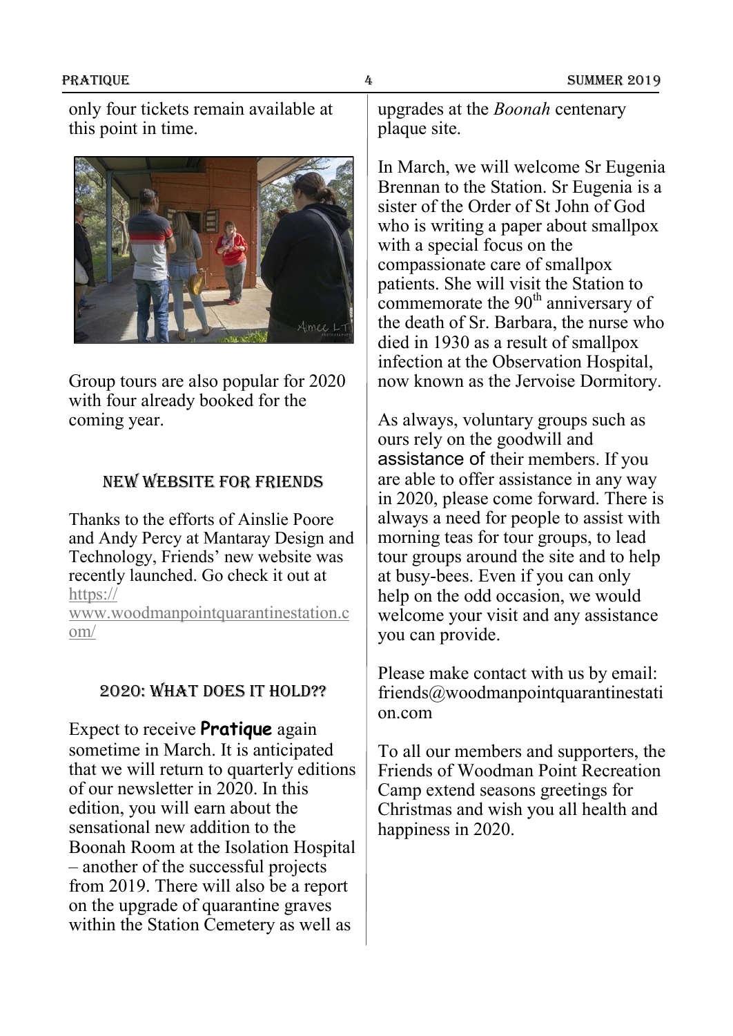only four tickets remain available at this point in time.

Group tours are also popular for 2020 with four already booked for the coming year.

## New Website for Friends

Thanks to the efforts of Ainslie Poore and Andy Percy at Mantaray Design and Technology, Friends' new website was recently launched. Go check it out at https://www.woodmanpointquarantinestation.com/

## 2020: What Does It Hold??

Expect to receive **Pratique** again sometime in March. It is anticipated that we will return to quarterly editions of our newsletter in 2020. In this edition, you will earn about the sensational new addition to the Boonah Room at the Isolation Hospital – another of the successful projects from 2019. There will also be a report on the upgrade of quarantine graves within the Station Cemetery as well as upgrades at the *Boonah* centenary plaque site.

In March, we will welcome Sr Eugenia Brennan to the Station. Sr Eugenia is a sister of the Order of St John of God who is writing a paper about smallpox with a special focus on the compassionate care of smallpox patients. She will visit the Station to commemorate the 90th anniversary of the death of Sr. Barbara, the nurse who died in 1930 as a result of smallpox infection at the Observation Hospital, now known as the Jervoise Dormitory.

As always, voluntary groups such as ours rely on the goodwill and assistance of their members. If you are able to offer assistance in any way in 2020, please come forward. There is always a need for people to assist with morning teas for tour groups, to lead tour groups around the site and to help at busy-bees. Even if you can only help on the odd occasion, we would welcome your visit and any assistance you can provide.

Please make contact with us by email: friends@woodmanpointquarantinestation.com

To all our members and supporters, the Friends of Woodman Point Recreation Camp extend seasons greetings for Christmas and wish you all health and happiness in 2020.